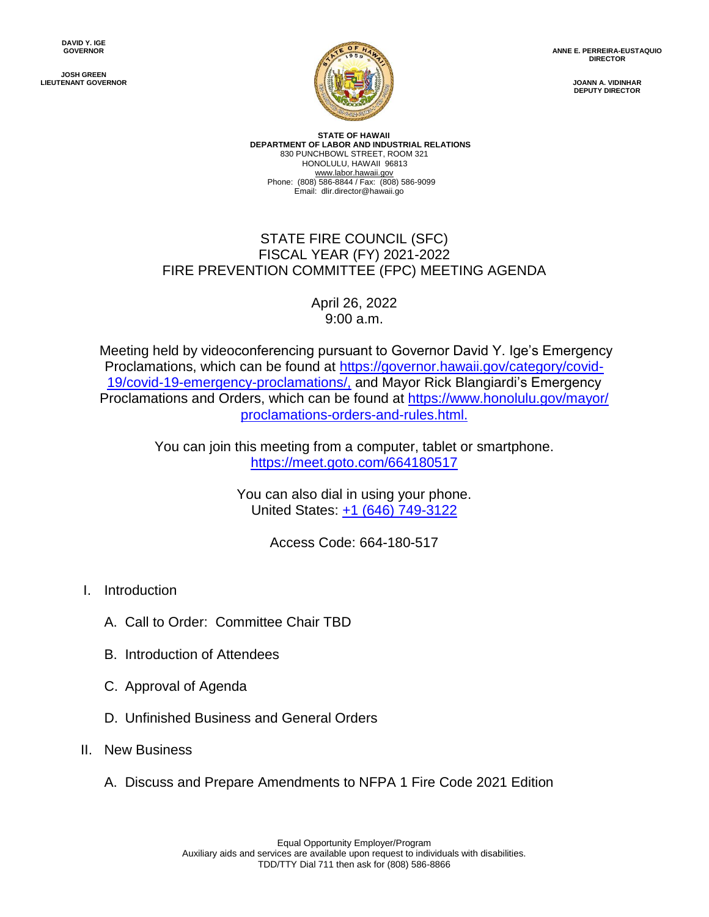DAVID Y. IGE
GOVERNOR

JOSH GREEN
LIEUTENANT GOVERNOR

ANNE E. PERREIRA-EUSTAQUIO
DIRECTOR

JOANN A. VIDINHAR
DEPUTY DIRECTOR

**STATE OF HAWAII**
**DEPARTMENT OF LABOR AND INDUSTRIAL RELATIONS**
830 PUNCHBOWL STREET, ROOM 321
HONOLULU, HAWAII 96813
www.labor.hawaii.gov
Phone: (808) 586-8844 / Fax: (808) 586-9099
Email: dlir.director@hawaii.go

# STATE FIRE COUNCIL (SFC)
# FISCAL YEAR (FY) 2021-2022
# FIRE PREVENTION COMMITTEE (FPC) MEETING AGENDA

April 26, 2022
9:00 a.m.

Meeting held by videoconferencing pursuant to Governor David Y. Ige's Emergency Proclamations, which can be found at https://governor.hawaii.gov/category/covid-19/covid-19-emergency-proclamations/, and Mayor Rick Blangiardi's Emergency Proclamations and Orders, which can be found at https://www.honolulu.gov/mayor/proclamations-orders-and-rules.html.

You can join this meeting from a computer, tablet or smartphone.
https://meet.goto.com/664180517

You can also dial in using your phone.
United States: +1 (646) 749-3122

Access Code: 664-180-517

I. Introduction

   A. Call to Order: Committee Chair TBD

   B. Introduction of Attendees

   C. Approval of Agenda

   D. Unfinished Business and General Orders

II. New Business

   A. Discuss and Prepare Amendments to NFPA 1 Fire Code 2021 Edition

Equal Opportunity Employer/Program
Auxiliary aids and services are available upon request to individuals with disabilities.
TDD/TTY Dial 711 then ask for (808) 586-8866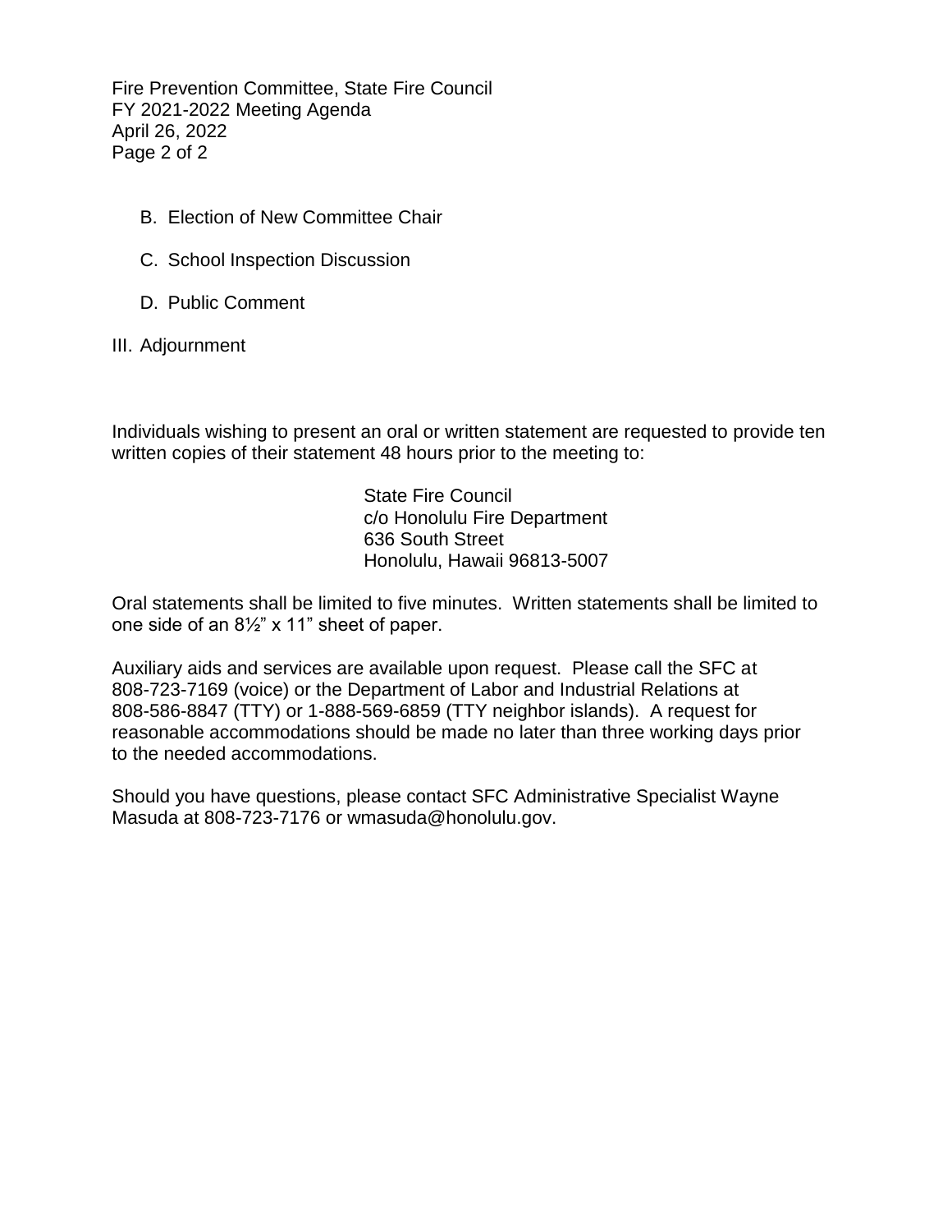B. Election of New Committee Chair

C. School Inspection Discussion

D. Public Comment

III. Adjournment

Individuals wishing to present an oral or written statement are requested to provide ten written copies of their statement 48 hours prior to the meeting to:

State Fire Council
c/o Honolulu Fire Department
636 South Street
Honolulu, Hawaii 96813-5007

Oral statements shall be limited to five minutes. Written statements shall be limited to one side of an 8½" x 11" sheet of paper.

Auxiliary aids and services are available upon request. Please call the SFC at 808-723-7169 (voice) or the Department of Labor and Industrial Relations at 808-586-8847 (TTY) or 1-888-569-6859 (TTY neighbor islands). A request for reasonable accommodations should be made no later than three working days prior to the needed accommodations.

Should you have questions, please contact SFC Administrative Specialist Wayne Masuda at 808-723-7176 or wmasuda@honolulu.gov.